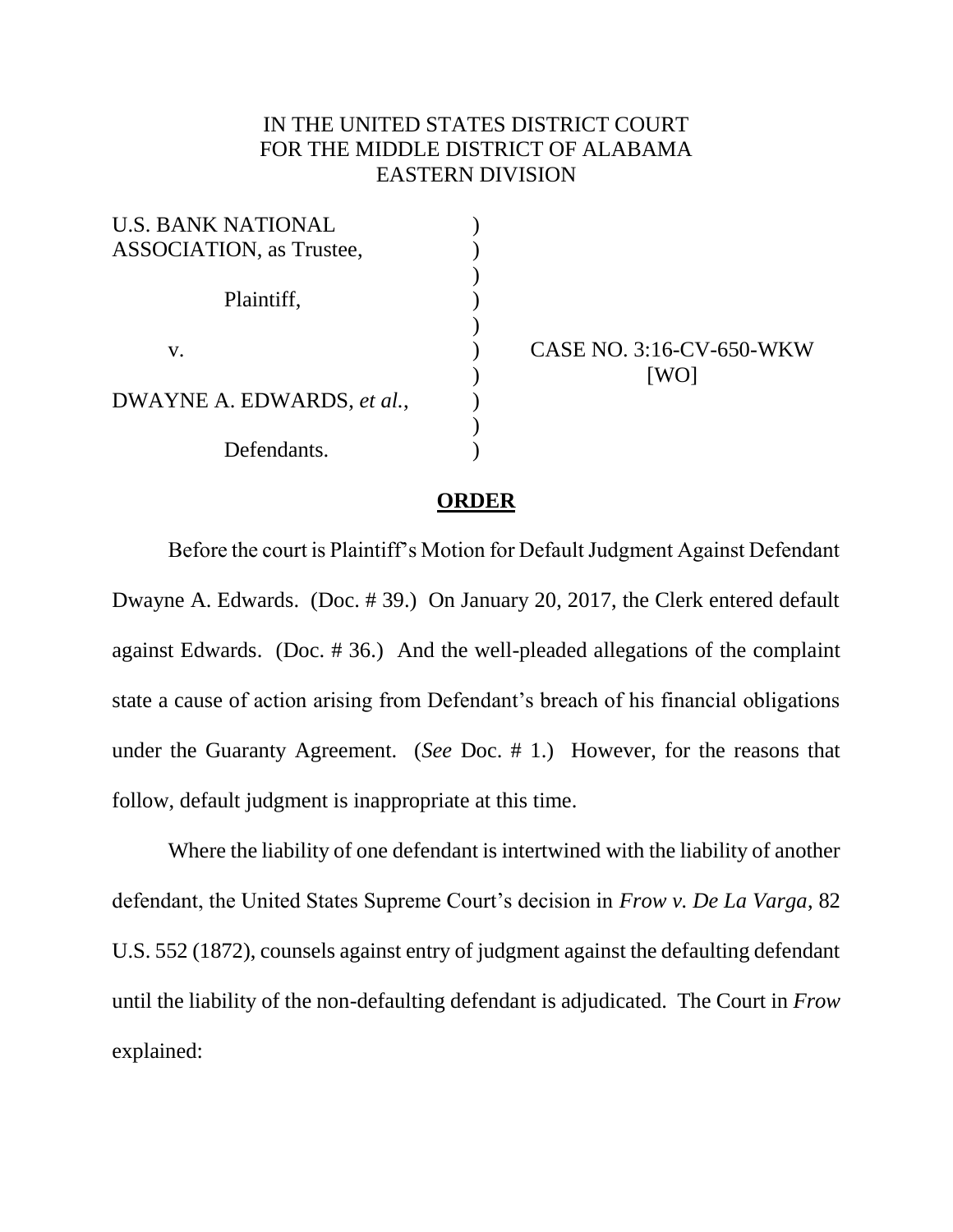IN THE UNITED STATES DISTRICT COURT
FOR THE MIDDLE DISTRICT OF ALABAMA
EASTERN DIVISION

| | | |
|---|---|---|
| U.S. BANK NATIONAL ASSOCIATION, as Trustee, | ) | |
| Plaintiff, | ) | |
| v. | ) | CASE NO. 3:16-CV-650-WKW [WO] |
| DWAYNE A. EDWARDS, *et al.*, | ) | |
| Defendants. | ) | |

**ORDER**

Before the court is Plaintiff's Motion for Default Judgment Against Defendant Dwayne A. Edwards. (Doc. # 39.) On January 20, 2017, the Clerk entered default against Edwards. (Doc. # 36.) And the well-pleaded allegations of the complaint state a cause of action arising from Defendant's breach of his financial obligations under the Guaranty Agreement. (*See* Doc. # 1.) However, for the reasons that follow, default judgment is inappropriate at this time.

Where the liability of one defendant is intertwined with the liability of another defendant, the United States Supreme Court's decision in *Frow v. De La Varga*, 82 U.S. 552 (1872), counsels against entry of judgment against the defaulting defendant until the liability of the non-defaulting defendant is adjudicated. The Court in *Frow* explained: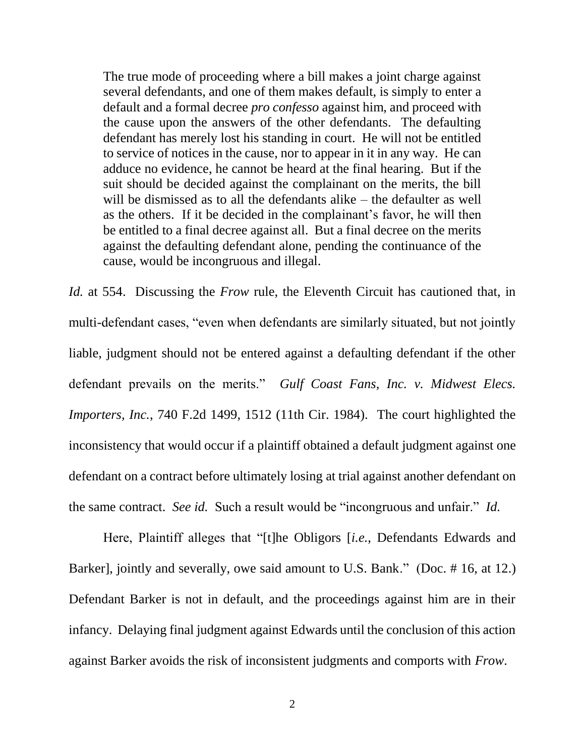> The true mode of proceeding where a bill makes a joint charge against several defendants, and one of them makes default, is simply to enter a default and a formal decree *pro confesso* against him, and proceed with the cause upon the answers of the other defendants. The defaulting defendant has merely lost his standing in court. He will not be entitled to service of notices in the cause, nor to appear in it in any way. He can adduce no evidence, he cannot be heard at the final hearing. But if the suit should be decided against the complainant on the merits, the bill will be dismissed as to all the defendants alike – the defaulter as well as the others. If it be decided in the complainant's favor, he will then be entitled to a final decree against all. But a final decree on the merits against the defaulting defendant alone, pending the continuance of the cause, would be incongruous and illegal.

*Id.* at 554. Discussing the *Frow* rule, the Eleventh Circuit has cautioned that, in multi-defendant cases, "even when defendants are similarly situated, but not jointly liable, judgment should not be entered against a defaulting defendant if the other defendant prevails on the merits." *Gulf Coast Fans, Inc. v. Midwest Elecs. Importers, Inc.*, 740 F.2d 1499, 1512 (11th Cir. 1984). The court highlighted the inconsistency that would occur if a plaintiff obtained a default judgment against one defendant on a contract before ultimately losing at trial against another defendant on the same contract. *See id.* Such a result would be "incongruous and unfair." *Id.*

Here, Plaintiff alleges that "[t]he Obligors [*i.e.*, Defendants Edwards and Barker], jointly and severally, owe said amount to U.S. Bank." (Doc. # 16, at 12.) Defendant Barker is not in default, and the proceedings against him are in their infancy. Delaying final judgment against Edwards until the conclusion of this action against Barker avoids the risk of inconsistent judgments and comports with *Frow*.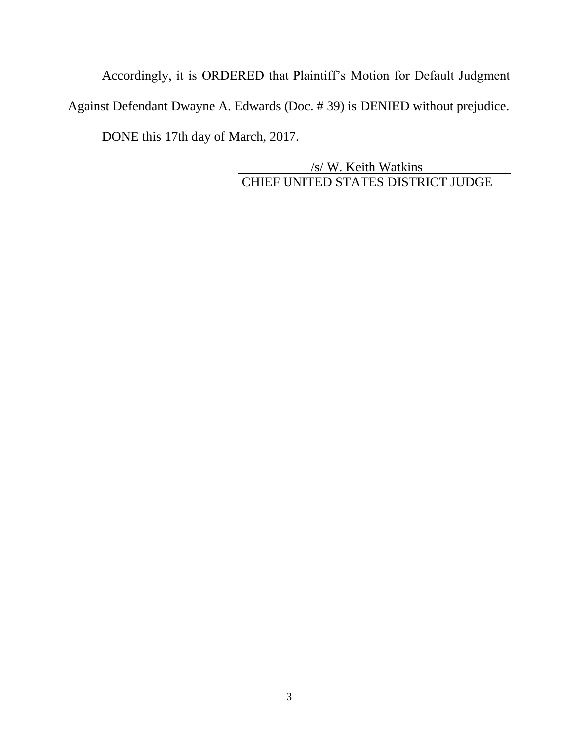Accordingly, it is ORDERED that Plaintiff's Motion for Default Judgment Against Defendant Dwayne A. Edwards (Doc. # 39) is DENIED without prejudice.

DONE this 17th day of March, 2017.

/s/ W. Keith Watkins
CHIEF UNITED STATES DISTRICT JUDGE